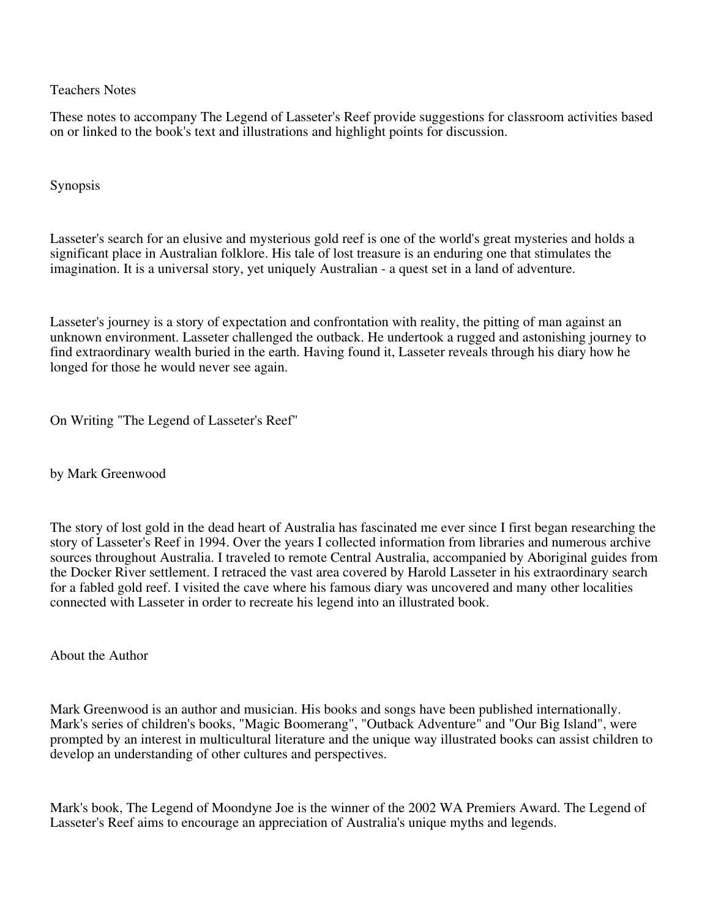# Teachers Notes

These notes to accompany The Legend of Lasseter's Reef provide suggestions for classroom activities based on or linked to the book's text and illustrations and highlight points for discussion.

## Synopsis

Lasseter's search for an elusive and mysterious gold reef is one of the world's great mysteries and holds a significant place in Australian folklore. His tale of lost treasure is an enduring one that stimulates the imagination. It is a universal story, yet uniquely Australian - a quest set in a land of adventure.

Lasseter's journey is a story of expectation and confrontation with reality, the pitting of man against an unknown environment. Lasseter challenged the outback. He undertook a rugged and astonishing journey to find extraordinary wealth buried in the earth. Having found it, Lasseter reveals through his diary how he longed for those he would never see again.

## On Writing "The Legend of Lasseter's Reef"

by Mark Greenwood

The story of lost gold in the dead heart of Australia has fascinated me ever since I first began researching the story of Lasseter's Reef in 1994. Over the years I collected information from libraries and numerous archive sources throughout Australia. I traveled to remote Central Australia, accompanied by Aboriginal guides from the Docker River settlement. I retraced the vast area covered by Harold Lasseter in his extraordinary search for a fabled gold reef. I visited the cave where his famous diary was uncovered and many other localities connected with Lasseter in order to recreate his legend into an illustrated book.

## About the Author

Mark Greenwood is an author and musician. His books and songs have been published internationally. Mark's series of children's books, "Magic Boomerang", "Outback Adventure" and "Our Big Island", were prompted by an interest in multicultural literature and the unique way illustrated books can assist children to develop an understanding of other cultures and perspectives.

Mark's book, The Legend of Moondyne Joe is the winner of the 2002 WA Premiers Award. The Legend of Lasseter's Reef aims to encourage an appreciation of Australia's unique myths and legends.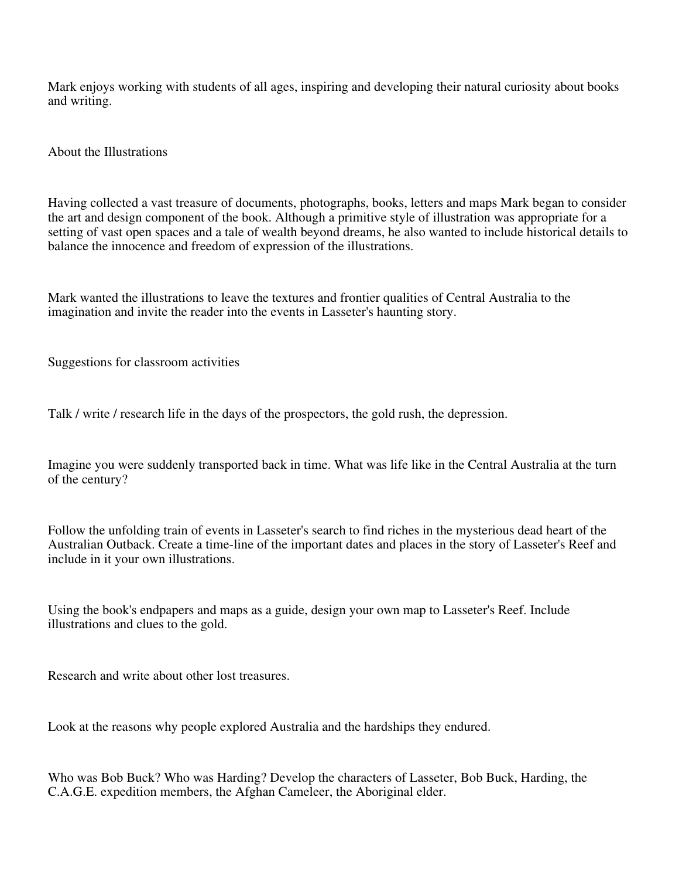Mark enjoys working with students of all ages, inspiring and developing their natural curiosity about books and writing.

## About the Illustrations

Having collected a vast treasure of documents, photographs, books, letters and maps Mark began to consider the art and design component of the book. Although a primitive style of illustration was appropriate for a setting of vast open spaces and a tale of wealth beyond dreams, he also wanted to include historical details to balance the innocence and freedom of expression of the illustrations.

Mark wanted the illustrations to leave the textures and frontier qualities of Central Australia to the imagination and invite the reader into the events in Lasseter's haunting story.

## Suggestions for classroom activities

Talk / write / research life in the days of the prospectors, the gold rush, the depression.

Imagine you were suddenly transported back in time. What was life like in the Central Australia at the turn of the century?

Follow the unfolding train of events in Lasseter's search to find riches in the mysterious dead heart of the Australian Outback. Create a time-line of the important dates and places in the story of Lasseter's Reef and include in it your own illustrations.

Using the book's endpapers and maps as a guide, design your own map to Lasseter's Reef. Include illustrations and clues to the gold.

Research and write about other lost treasures.

Look at the reasons why people explored Australia and the hardships they endured.

Who was Bob Buck? Who was Harding? Develop the characters of Lasseter, Bob Buck, Harding, the C.A.G.E. expedition members, the Afghan Cameleer, the Aboriginal elder.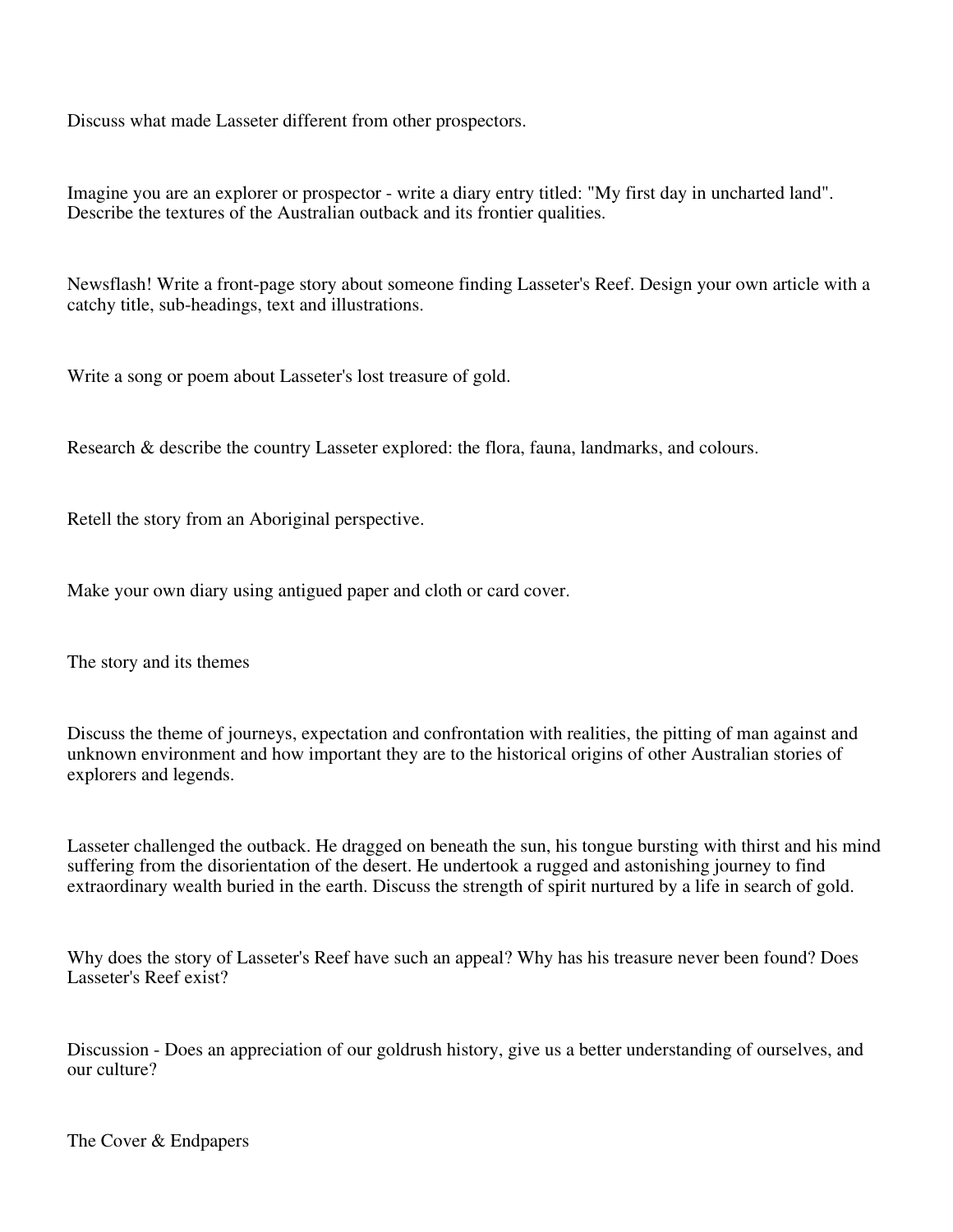Discuss what made Lasseter different from other prospectors.

Imagine you are an explorer or prospector - write a diary entry titled: "My first day in uncharted land". Describe the textures of the Australian outback and its frontier qualities.

Newsflash! Write a front-page story about someone finding Lasseter's Reef. Design your own article with a catchy title, sub-headings, text and illustrations.

Write a song or poem about Lasseter's lost treasure of gold.

Research & describe the country Lasseter explored: the flora, fauna, landmarks, and colours.

Retell the story from an Aboriginal perspective.

Make your own diary using antigued paper and cloth or card cover.

## The story and its themes

Discuss the theme of journeys, expectation and confrontation with realities, the pitting of man against and unknown environment and how important they are to the historical origins of other Australian stories of explorers and legends.

Lasseter challenged the outback. He dragged on beneath the sun, his tongue bursting with thirst and his mind suffering from the disorientation of the desert. He undertook a rugged and astonishing journey to find extraordinary wealth buried in the earth. Discuss the strength of spirit nurtured by a life in search of gold.

Why does the story of Lasseter's Reef have such an appeal? Why has his treasure never been found? Does Lasseter's Reef exist?

Discussion - Does an appreciation of our goldrush history, give us a better understanding of ourselves, and our culture?

## The Cover & Endpapers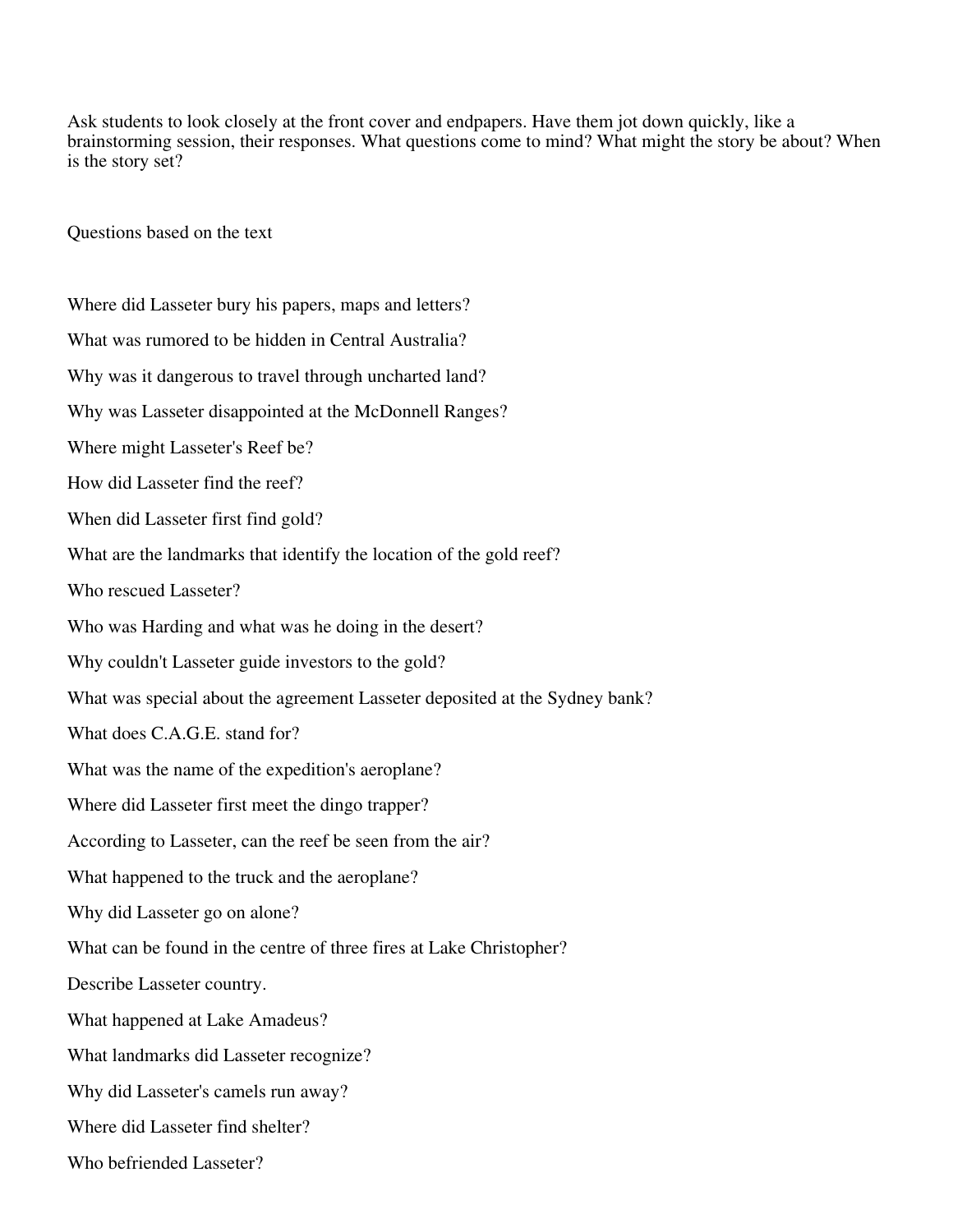Ask students to look closely at the front cover and endpapers. Have them jot down quickly, like a brainstorming session, their responses. What questions come to mind? What might the story be about? When is the story set?

Questions based on the text

Where did Lasseter bury his papers, maps and letters?

What was rumored to be hidden in Central Australia?

Why was it dangerous to travel through uncharted land?

Why was Lasseter disappointed at the McDonnell Ranges?

Where might Lasseter's Reef be?

How did Lasseter find the reef?

When did Lasseter first find gold?

What are the landmarks that identify the location of the gold reef?

Who rescued Lasseter?

Who was Harding and what was he doing in the desert?

Why couldn't Lasseter guide investors to the gold?

What was special about the agreement Lasseter deposited at the Sydney bank?

What does C.A.G.E. stand for?

What was the name of the expedition's aeroplane?

Where did Lasseter first meet the dingo trapper?

According to Lasseter, can the reef be seen from the air?

What happened to the truck and the aeroplane?

Why did Lasseter go on alone?

What can be found in the centre of three fires at Lake Christopher?

Describe Lasseter country.

What happened at Lake Amadeus?

What landmarks did Lasseter recognize?

Why did Lasseter's camels run away?

Where did Lasseter find shelter?

Who befriended Lasseter?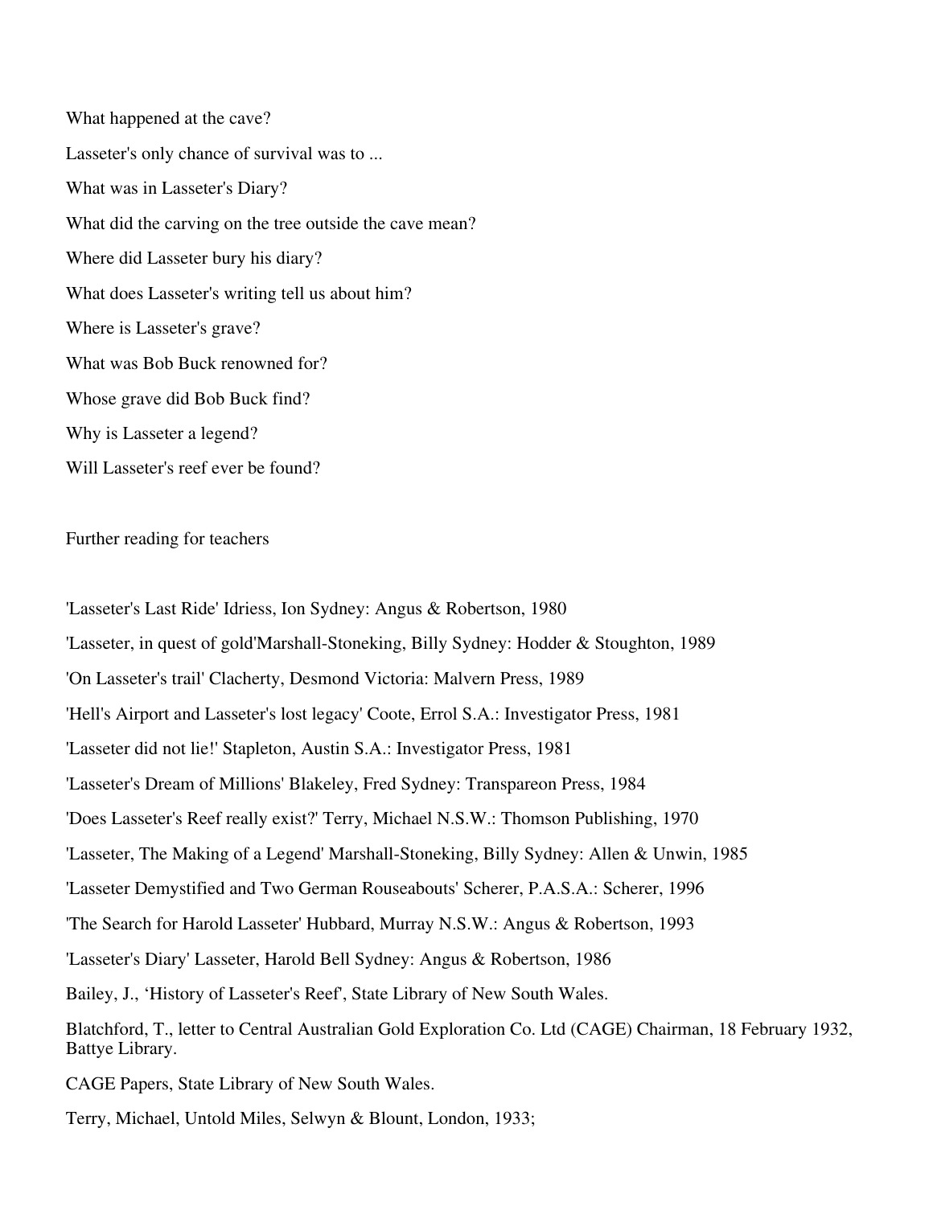What happened at the cave?

Lasseter's only chance of survival was to ...

What was in Lasseter's Diary?

What did the carving on the tree outside the cave mean?

Where did Lasseter bury his diary?

What does Lasseter's writing tell us about him?

Where is Lasseter's grave?

What was Bob Buck renowned for?

Whose grave did Bob Buck find?

Why is Lasseter a legend?

Will Lasseter's reef ever be found?

Further reading for teachers

'Lasseter's Last Ride' Idriess, Ion Sydney: Angus & Robertson, 1980

'Lasseter, in quest of gold'Marshall-Stoneking, Billy Sydney: Hodder & Stoughton, 1989

'On Lasseter's trail' Clacherty, Desmond Victoria: Malvern Press, 1989

'Hell's Airport and Lasseter's lost legacy' Coote, Errol S.A.: Investigator Press, 1981

'Lasseter did not lie!' Stapleton, Austin S.A.: Investigator Press, 1981

'Lasseter's Dream of Millions' Blakeley, Fred Sydney: Transpareon Press, 1984

'Does Lasseter's Reef really exist?' Terry, Michael N.S.W.: Thomson Publishing, 1970

'Lasseter, The Making of a Legend' Marshall-Stoneking, Billy Sydney: Allen & Unwin, 1985

'Lasseter Demystified and Two German Rouseabouts' Scherer, P.A.S.A.: Scherer, 1996

'The Search for Harold Lasseter' Hubbard, Murray N.S.W.: Angus & Robertson, 1993

'Lasseter's Diary' Lasseter, Harold Bell Sydney: Angus & Robertson, 1986

Bailey, J., 'History of Lasseter's Reef', State Library of New South Wales.

Blatchford, T., letter to Central Australian Gold Exploration Co. Ltd (CAGE) Chairman, 18 February 1932, Battye Library.

CAGE Papers, State Library of New South Wales.

Terry, Michael, Untold Miles, Selwyn & Blount, London, 1933;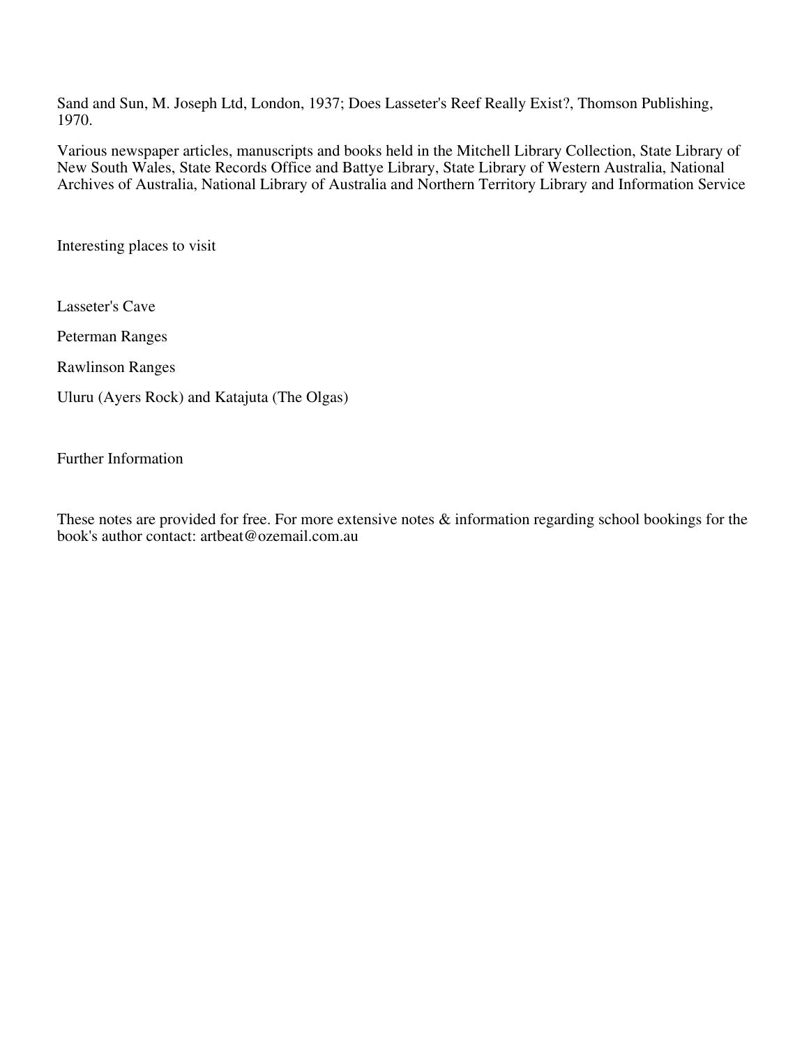Sand and Sun, M. Joseph Ltd, London, 1937; Does Lasseter's Reef Really Exist?, Thomson Publishing, 1970.

Various newspaper articles, manuscripts and books held in the Mitchell Library Collection, State Library of New South Wales, State Records Office and Battye Library, State Library of Western Australia, National Archives of Australia, National Library of Australia and Northern Territory Library and Information Service

## Interesting places to visit

Lasseter's Cave

Peterman Ranges

Rawlinson Ranges

Uluru (Ayers Rock) and Katajuta (The Olgas)

## Further Information

These notes are provided for free. For more extensive notes & information regarding school bookings for the book's author contact: artbeat@ozemail.com.au